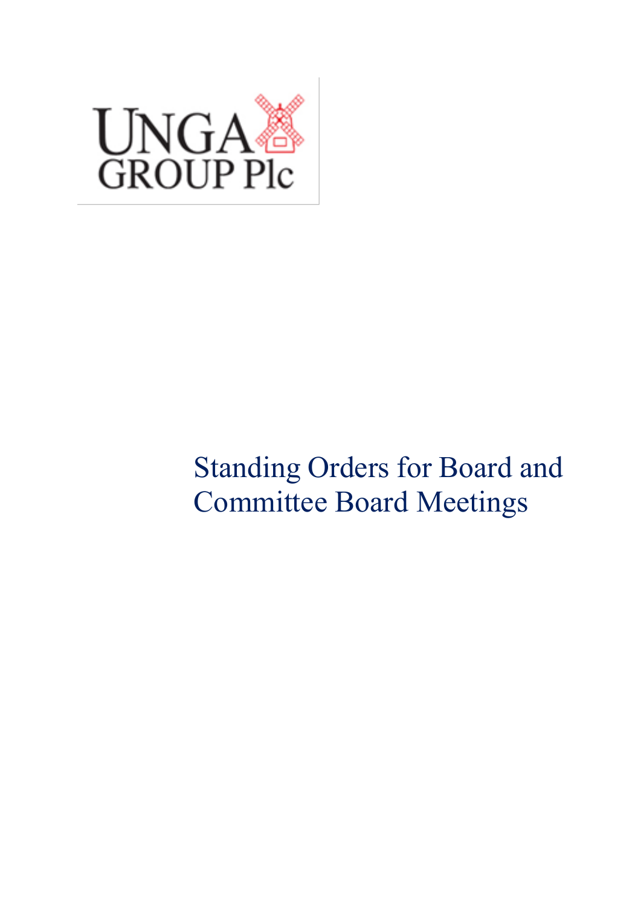UNGA GROUP Plc

# Standing Orders for Board and Committee Board Meetings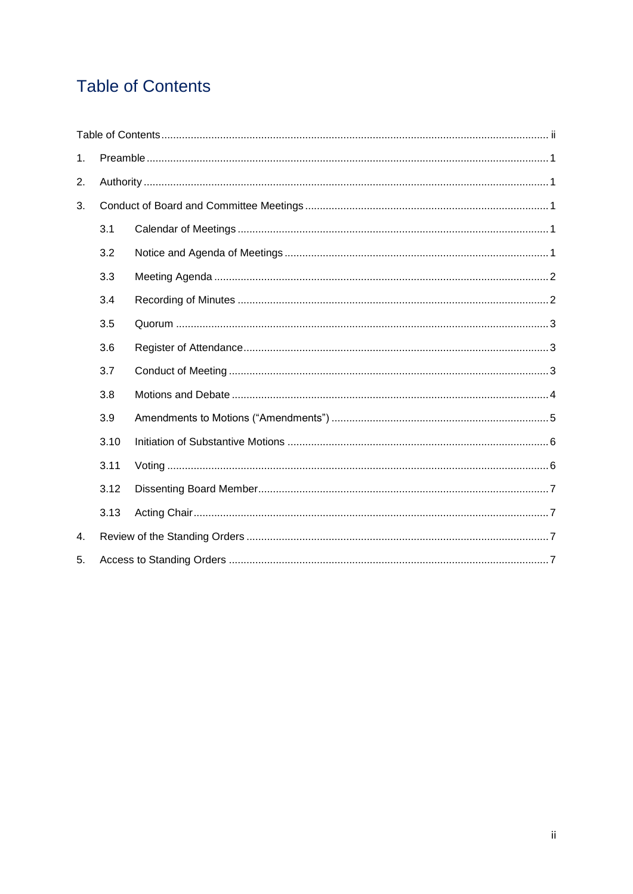# Table of Contents

| | | |
|---|---|---|
| Table of Contents | | ii |
| 1. | Preamble | 1 |
| 2. | Authority | 1 |
| 3. | Conduct of Board and Committee Meetings | 1 |
| 3.1 | Calendar of Meetings | 1 |
| 3.2 | Notice and Agenda of Meetings | 1 |
| 3.3 | Meeting Agenda | 2 |
| 3.4 | Recording of Minutes | 2 |
| 3.5 | Quorum | 3 |
| 3.6 | Register of Attendance | 3 |
| 3.7 | Conduct of Meeting | 3 |
| 3.8 | Motions and Debate | 4 |
| 3.9 | Amendments to Motions (“Amendments”) | 5 |
| 3.10 | Initiation of Substantive Motions | 6 |
| 3.11 | Voting | 6 |
| 3.12 | Dissenting Board Member | 7 |
| 3.13 | Acting Chair | 7 |
| 4. | Review of the Standing Orders | 7 |
| 5. | Access to Standing Orders | 7 |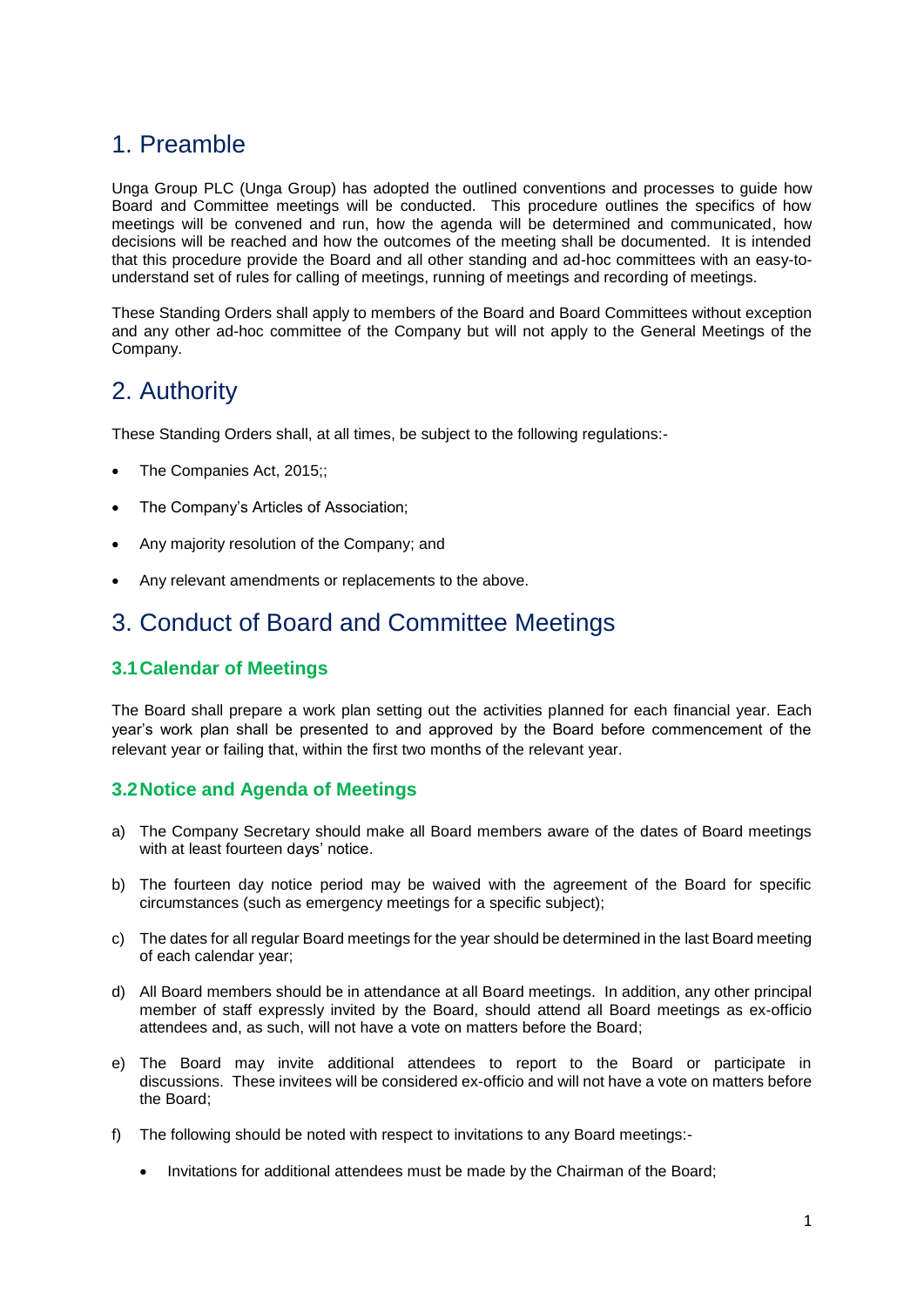# 1. Preamble

Unga Group PLC (Unga Group) has adopted the outlined conventions and processes to guide how Board and Committee meetings will be conducted. This procedure outlines the specifics of how meetings will be convened and run, how the agenda will be determined and communicated, how decisions will be reached and how the outcomes of the meeting shall be documented. It is intended that this procedure provide the Board and all other standing and ad-hoc committees with an easy-to-understand set of rules for calling of meetings, running of meetings and recording of meetings.

These Standing Orders shall apply to members of the Board and Board Committees without exception and any other ad-hoc committee of the Company but will not apply to the General Meetings of the Company.

# 2. Authority

These Standing Orders shall, at all times, be subject to the following regulations:-

- The Companies Act, 2015;;
- The Company's Articles of Association;
- Any majority resolution of the Company; and
- Any relevant amendments or replacements to the above.

# 3. Conduct of Board and Committee Meetings

## 3.1 Calendar of Meetings

The Board shall prepare a work plan setting out the activities planned for each financial year. Each year's work plan shall be presented to and approved by the Board before commencement of the relevant year or failing that, within the first two months of the relevant year.

## 3.2 Notice and Agenda of Meetings

a) The Company Secretary should make all Board members aware of the dates of Board meetings with at least fourteen days' notice.

b) The fourteen day notice period may be waived with the agreement of the Board for specific circumstances (such as emergency meetings for a specific subject);

c) The dates for all regular Board meetings for the year should be determined in the last Board meeting of each calendar year;

d) All Board members should be in attendance at all Board meetings. In addition, any other principal member of staff expressly invited by the Board, should attend all Board meetings as ex-officio attendees and, as such, will not have a vote on matters before the Board;

e) The Board may invite additional attendees to report to the Board or participate in discussions. These invitees will be considered ex-officio and will not have a vote on matters before the Board;

f) The following should be noted with respect to invitations to any Board meetings:-

   - Invitations for additional attendees must be made by the Chairman of the Board;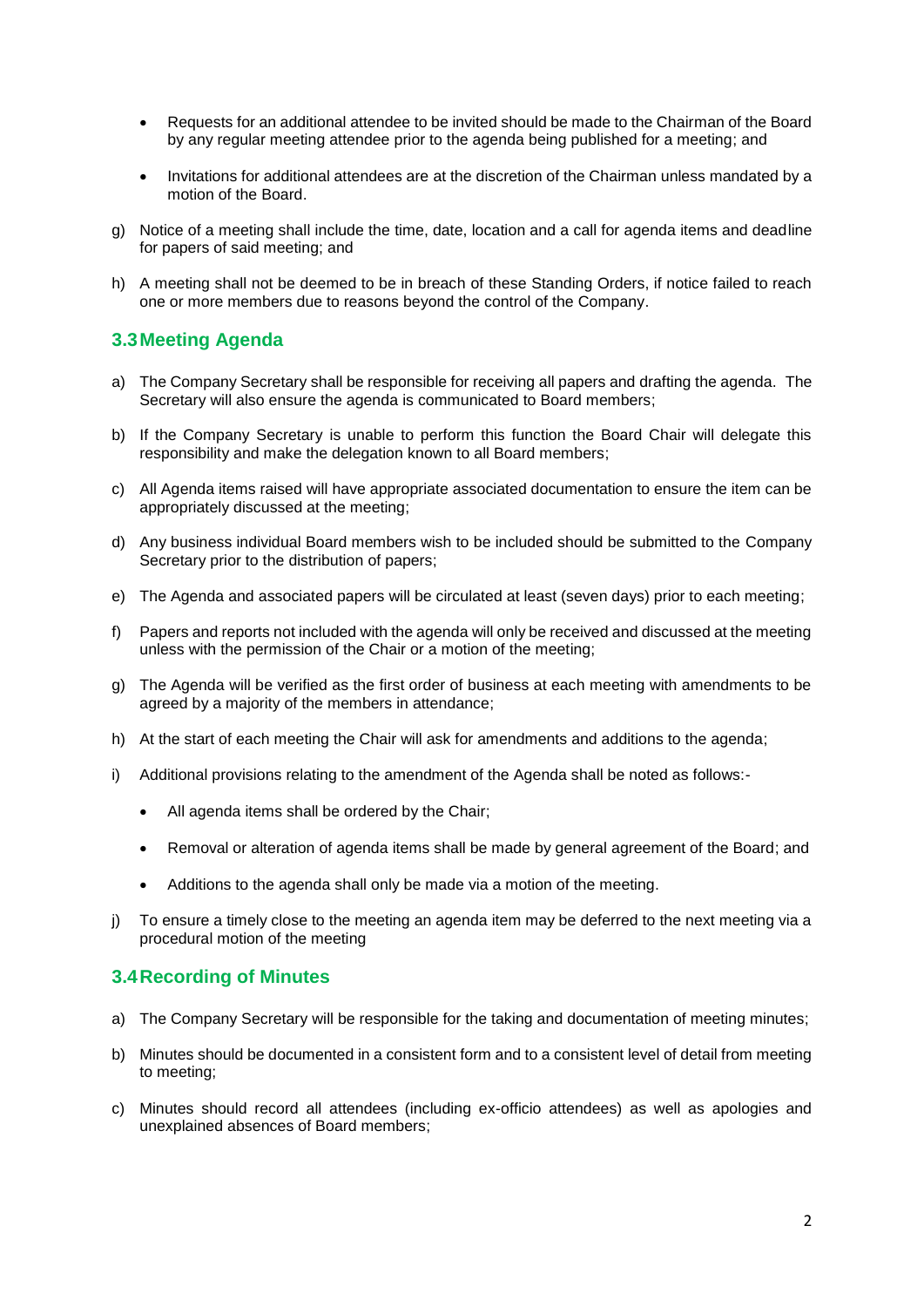- Requests for an additional attendee to be invited should be made to the Chairman of the Board by any regular meeting attendee prior to the agenda being published for a meeting; and
- Invitations for additional attendees are at the discretion of the Chairman unless mandated by a motion of the Board.

g) Notice of a meeting shall include the time, date, location and a call for agenda items and deadline for papers of said meeting; and

h) A meeting shall not be deemed to be in breach of these Standing Orders, if notice failed to reach one or more members due to reasons beyond the control of the Company.

## 3.3 Meeting Agenda

a) The Company Secretary shall be responsible for receiving all papers and drafting the agenda. The Secretary will also ensure the agenda is communicated to Board members;

b) If the Company Secretary is unable to perform this function the Board Chair will delegate this responsibility and make the delegation known to all Board members;

c) All Agenda items raised will have appropriate associated documentation to ensure the item can be appropriately discussed at the meeting;

d) Any business individual Board members wish to be included should be submitted to the Company Secretary prior to the distribution of papers;

e) The Agenda and associated papers will be circulated at least (seven days) prior to each meeting;

f) Papers and reports not included with the agenda will only be received and discussed at the meeting unless with the permission of the Chair or a motion of the meeting;

g) The Agenda will be verified as the first order of business at each meeting with amendments to be agreed by a majority of the members in attendance;

h) At the start of each meeting the Chair will ask for amendments and additions to the agenda;

i) Additional provisions relating to the amendment of the Agenda shall be noted as follows:-

- All agenda items shall be ordered by the Chair;
- Removal or alteration of agenda items shall be made by general agreement of the Board; and
- Additions to the agenda shall only be made via a motion of the meeting.

j) To ensure a timely close to the meeting an agenda item may be deferred to the next meeting via a procedural motion of the meeting

## 3.4 Recording of Minutes

a) The Company Secretary will be responsible for the taking and documentation of meeting minutes;

b) Minutes should be documented in a consistent form and to a consistent level of detail from meeting to meeting;

c) Minutes should record all attendees (including ex-officio attendees) as well as apologies and unexplained absences of Board members;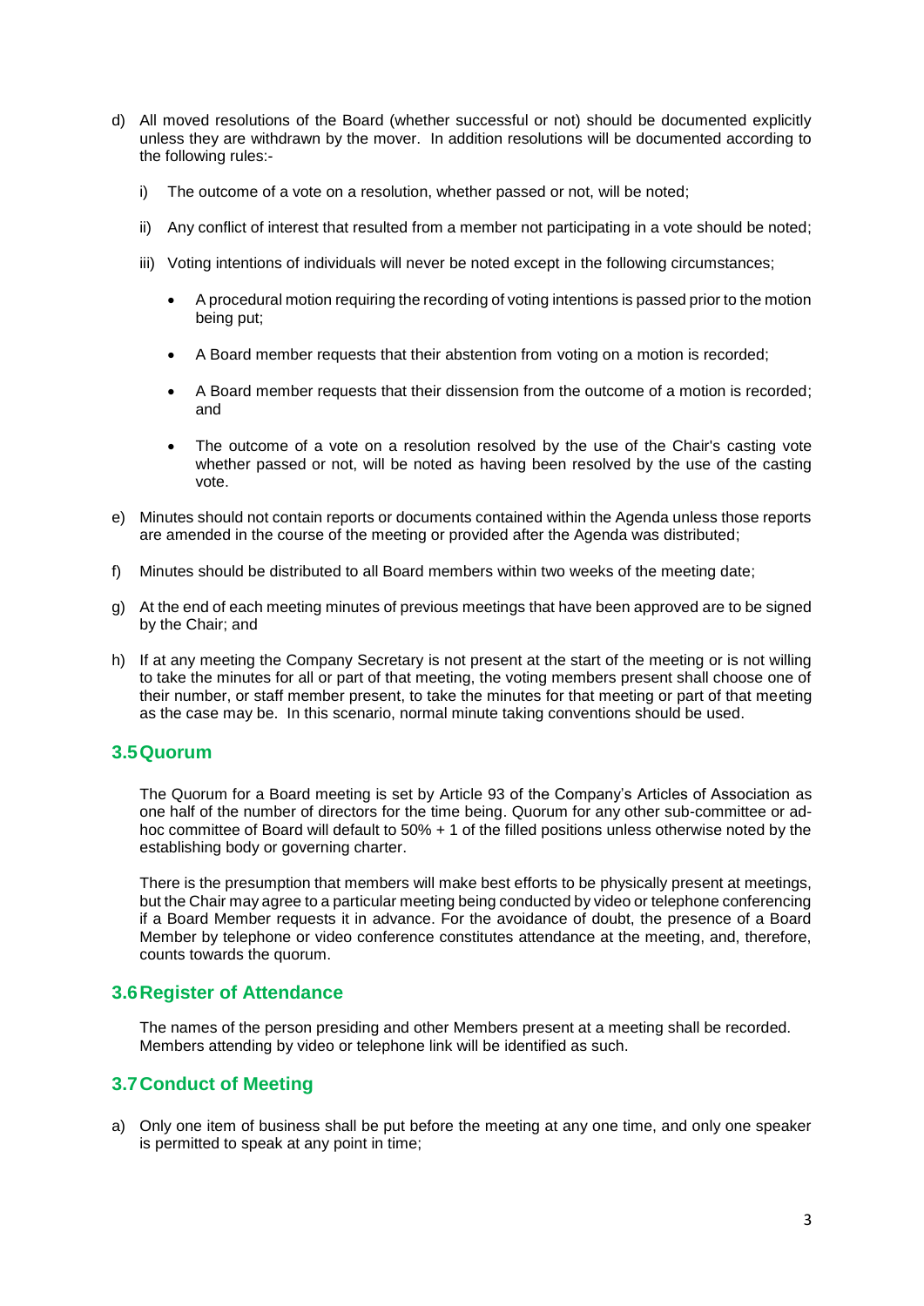d) All moved resolutions of the Board (whether successful or not) should be documented explicitly unless they are withdrawn by the mover. In addition resolutions will be documented according to the following rules:-

   i) The outcome of a vote on a resolution, whether passed or not, will be noted;

   ii) Any conflict of interest that resulted from a member not participating in a vote should be noted;

   iii) Voting intentions of individuals will never be noted except in the following circumstances;

      - A procedural motion requiring the recording of voting intentions is passed prior to the motion being put;
      - A Board member requests that their abstention from voting on a motion is recorded;
      - A Board member requests that their dissension from the outcome of a motion is recorded; and
      - The outcome of a vote on a resolution resolved by the use of the Chair's casting vote whether passed or not, will be noted as having been resolved by the use of the casting vote.

e) Minutes should not contain reports or documents contained within the Agenda unless those reports are amended in the course of the meeting or provided after the Agenda was distributed;

f) Minutes should be distributed to all Board members within two weeks of the meeting date;

g) At the end of each meeting minutes of previous meetings that have been approved are to be signed by the Chair; and

h) If at any meeting the Company Secretary is not present at the start of the meeting or is not willing to take the minutes for all or part of that meeting, the voting members present shall choose one of their number, or staff member present, to take the minutes for that meeting or part of that meeting as the case may be. In this scenario, normal minute taking conventions should be used.

## 3.5 Quorum

The Quorum for a Board meeting is set by Article 93 of the Company's Articles of Association as one half of the number of directors for the time being. Quorum for any other sub-committee or ad-hoc committee of Board will default to 50% + 1 of the filled positions unless otherwise noted by the establishing body or governing charter.

There is the presumption that members will make best efforts to be physically present at meetings, but the Chair may agree to a particular meeting being conducted by video or telephone conferencing if a Board Member requests it in advance. For the avoidance of doubt, the presence of a Board Member by telephone or video conference constitutes attendance at the meeting, and, therefore, counts towards the quorum.

## 3.6 Register of Attendance

The names of the person presiding and other Members present at a meeting shall be recorded. Members attending by video or telephone link will be identified as such.

## 3.7 Conduct of Meeting

a) Only one item of business shall be put before the meeting at any one time, and only one speaker is permitted to speak at any point in time;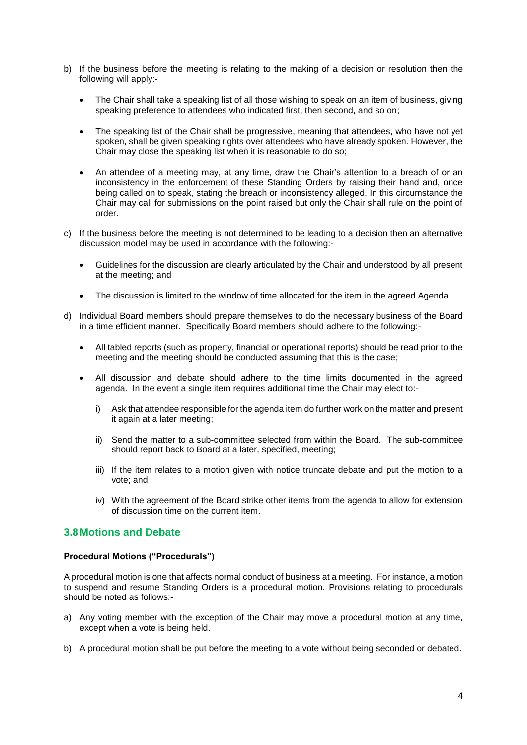b) If the business before the meeting is relating to the making of a decision or resolution then the following will apply:-

   - The Chair shall take a speaking list of all those wishing to speak on an item of business, giving speaking preference to attendees who indicated first, then second, and so on;

   - The speaking list of the Chair shall be progressive, meaning that attendees, who have not yet spoken, shall be given speaking rights over attendees who have already spoken. However, the Chair may close the speaking list when it is reasonable to do so;

   - An attendee of a meeting may, at any time, draw the Chair's attention to a breach of or an inconsistency in the enforcement of these Standing Orders by raising their hand and, once being called on to speak, stating the breach or inconsistency alleged. In this circumstance the Chair may call for submissions on the point raised but only the Chair shall rule on the point of order.

c) If the business before the meeting is not determined to be leading to a decision then an alternative discussion model may be used in accordance with the following:-

   - Guidelines for the discussion are clearly articulated by the Chair and understood by all present at the meeting; and

   - The discussion is limited to the window of time allocated for the item in the agreed Agenda.

d) Individual Board members should prepare themselves to do the necessary business of the Board in a time efficient manner. Specifically Board members should adhere to the following:-

   - All tabled reports (such as property, financial or operational reports) should be read prior to the meeting and the meeting should be conducted assuming that this is the case;

   - All discussion and debate should adhere to the time limits documented in the agreed agenda. In the event a single item requires additional time the Chair may elect to:-

      i) Ask that attendee responsible for the agenda item do further work on the matter and present it again at a later meeting;

      ii) Send the matter to a sub-committee selected from within the Board. The sub-committee should report back to Board at a later, specified, meeting;

      iii) If the item relates to a motion given with notice truncate debate and put the motion to a vote; and

      iv) With the agreement of the Board strike other items from the agenda to allow for extension of discussion time on the current item.

## 3.8 Motions and Debate

**Procedural Motions ("Procedurals")**

A procedural motion is one that affects normal conduct of business at a meeting. For instance, a motion to suspend and resume Standing Orders is a procedural motion. Provisions relating to procedurals should be noted as follows:-

a) Any voting member with the exception of the Chair may move a procedural motion at any time, except when a vote is being held.

b) A procedural motion shall be put before the meeting to a vote without being seconded or debated.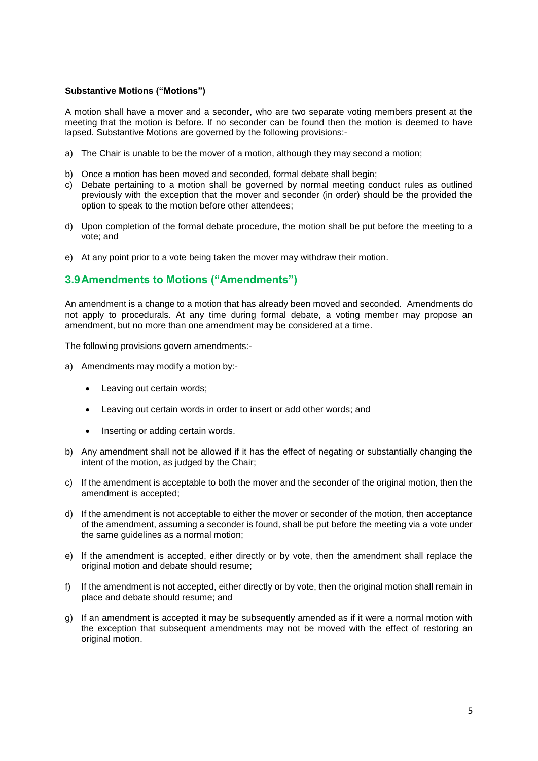**Substantive Motions ("Motions")**

A motion shall have a mover and a seconder, who are two separate voting members present at the meeting that the motion is before. If no seconder can be found then the motion is deemed to have lapsed. Substantive Motions are governed by the following provisions:-

a) The Chair is unable to be the mover of a motion, although they may second a motion;

b) Once a motion has been moved and seconded, formal debate shall begin;

c) Debate pertaining to a motion shall be governed by normal meeting conduct rules as outlined previously with the exception that the mover and seconder (in order) should be the provided the option to speak to the motion before other attendees;

d) Upon completion of the formal debate procedure, the motion shall be put before the meeting to a vote; and

e) At any point prior to a vote being taken the mover may withdraw their motion.

## 3.9 Amendments to Motions ("Amendments")

An amendment is a change to a motion that has already been moved and seconded. Amendments do not apply to procedurals. At any time during formal debate, a voting member may propose an amendment, but no more than one amendment may be considered at a time.

The following provisions govern amendments:-

a) Amendments may modify a motion by:-

   - Leaving out certain words;
   - Leaving out certain words in order to insert or add other words; and
   - Inserting or adding certain words.

b) Any amendment shall not be allowed if it has the effect of negating or substantially changing the intent of the motion, as judged by the Chair;

c) If the amendment is acceptable to both the mover and the seconder of the original motion, then the amendment is accepted;

d) If the amendment is not acceptable to either the mover or seconder of the motion, then acceptance of the amendment, assuming a seconder is found, shall be put before the meeting via a vote under the same guidelines as a normal motion;

e) If the amendment is accepted, either directly or by vote, then the amendment shall replace the original motion and debate should resume;

f) If the amendment is not accepted, either directly or by vote, then the original motion shall remain in place and debate should resume; and

g) If an amendment is accepted it may be subsequently amended as if it were a normal motion with the exception that subsequent amendments may not be moved with the effect of restoring an original motion.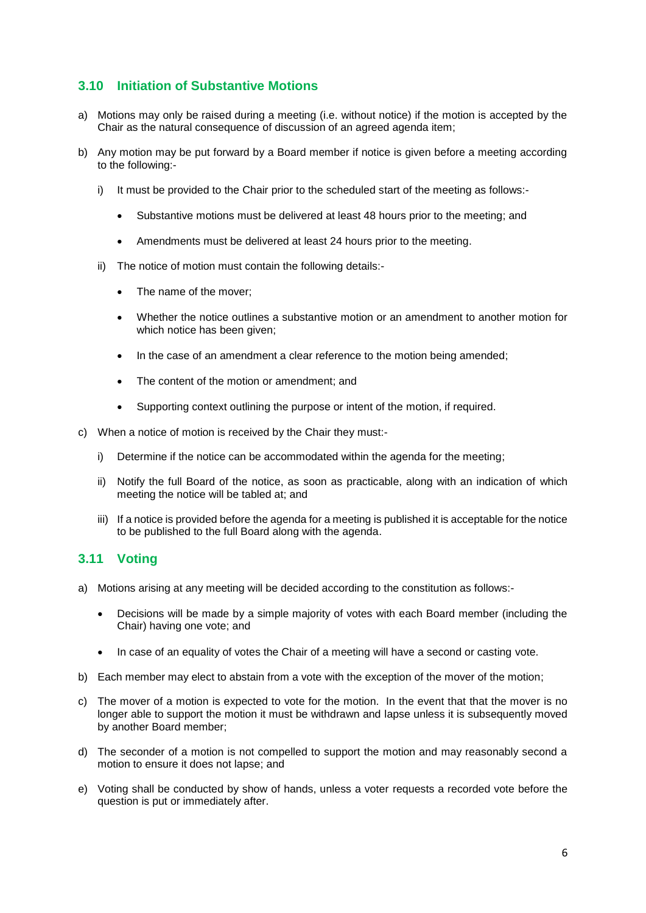### 3.10 Initiation of Substantive Motions

a) Motions may only be raised during a meeting (i.e. without notice) if the motion is accepted by the Chair as the natural consequence of discussion of an agreed agenda item;

b) Any motion may be put forward by a Board member if notice is given before a meeting according to the following:-

   i) It must be provided to the Chair prior to the scheduled start of the meeting as follows:-

      - Substantive motions must be delivered at least 48 hours prior to the meeting; and
      - Amendments must be delivered at least 24 hours prior to the meeting.

   ii) The notice of motion must contain the following details:-

      - The name of the mover;
      - Whether the notice outlines a substantive motion or an amendment to another motion for which notice has been given;
      - In the case of an amendment a clear reference to the motion being amended;
      - The content of the motion or amendment; and
      - Supporting context outlining the purpose or intent of the motion, if required.

c) When a notice of motion is received by the Chair they must:-

   i) Determine if the notice can be accommodated within the agenda for the meeting;

   ii) Notify the full Board of the notice, as soon as practicable, along with an indication of which meeting the notice will be tabled at; and

   iii) If a notice is provided before the agenda for a meeting is published it is acceptable for the notice to be published to the full Board along with the agenda.

### 3.11 Voting

a) Motions arising at any meeting will be decided according to the constitution as follows:-

   - Decisions will be made by a simple majority of votes with each Board member (including the Chair) having one vote; and
   - In case of an equality of votes the Chair of a meeting will have a second or casting vote.

b) Each member may elect to abstain from a vote with the exception of the mover of the motion;

c) The mover of a motion is expected to vote for the motion. In the event that that the mover is no longer able to support the motion it must be withdrawn and lapse unless it is subsequently moved by another Board member;

d) The seconder of a motion is not compelled to support the motion and may reasonably second a motion to ensure it does not lapse; and

e) Voting shall be conducted by show of hands, unless a voter requests a recorded vote before the question is put or immediately after.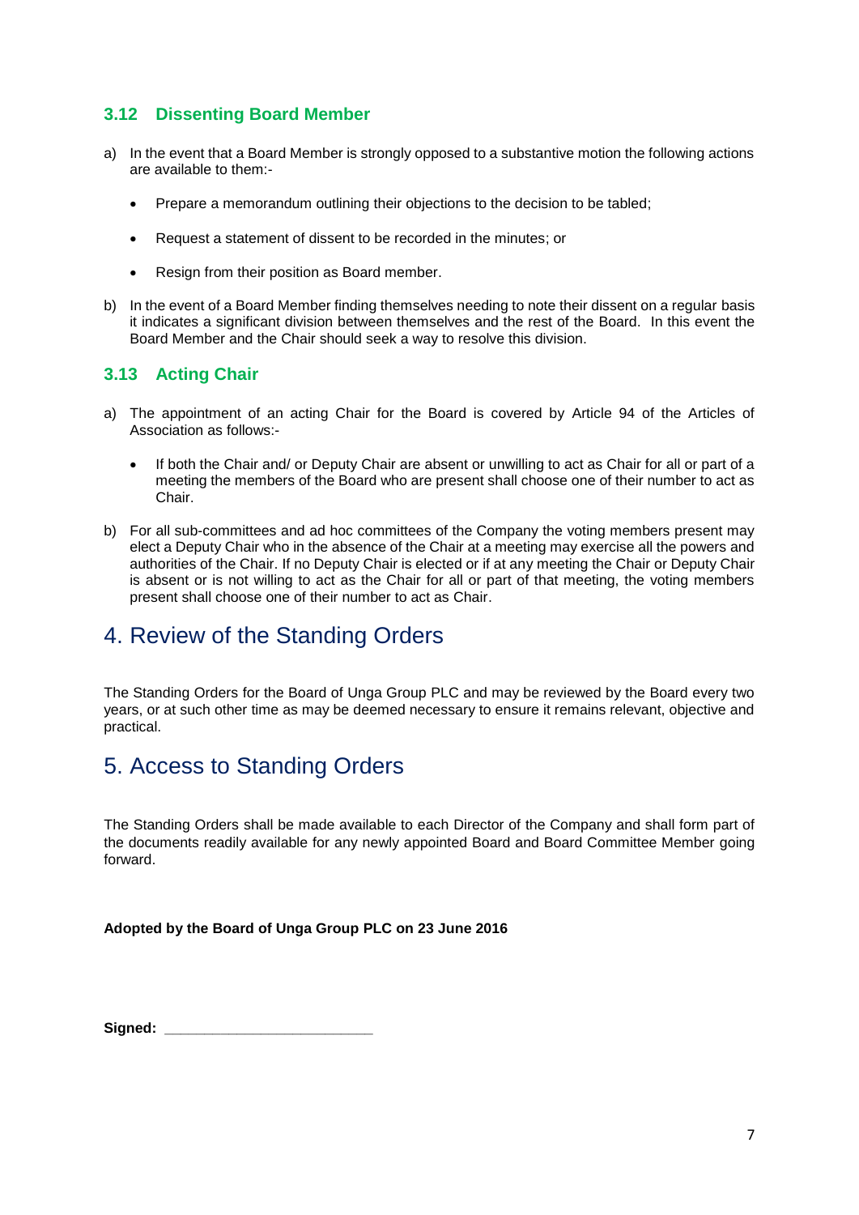### 3.12 Dissenting Board Member

a) In the event that a Board Member is strongly opposed to a substantive motion the following actions are available to them:-

- Prepare a memorandum outlining their objections to the decision to be tabled;
- Request a statement of dissent to be recorded in the minutes; or
- Resign from their position as Board member.

b) In the event of a Board Member finding themselves needing to note their dissent on a regular basis it indicates a significant division between themselves and the rest of the Board. In this event the Board Member and the Chair should seek a way to resolve this division.

### 3.13 Acting Chair

a) The appointment of an acting Chair for the Board is covered by Article 94 of the Articles of Association as follows:-

- If both the Chair and/ or Deputy Chair are absent or unwilling to act as Chair for all or part of a meeting the members of the Board who are present shall choose one of their number to act as Chair.

b) For all sub-committees and ad hoc committees of the Company the voting members present may elect a Deputy Chair who in the absence of the Chair at a meeting may exercise all the powers and authorities of the Chair. If no Deputy Chair is elected or if at any meeting the Chair or Deputy Chair is absent or is not willing to act as the Chair for all or part of that meeting, the voting members present shall choose one of their number to act as Chair.

## 4. Review of the Standing Orders

The Standing Orders for the Board of Unga Group PLC and may be reviewed by the Board every two years, or at such other time as may be deemed necessary to ensure it remains relevant, objective and practical.

## 5. Access to Standing Orders

The Standing Orders shall be made available to each Director of the Company and shall form part of the documents readily available for any newly appointed Board and Board Committee Member going forward.

**Adopted by the Board of Unga Group PLC on 23 June 2016**

**Signed: \_\_\_\_\_\_\_\_\_\_\_\_\_\_\_\_\_\_\_\_\_\_\_\_\_\_**